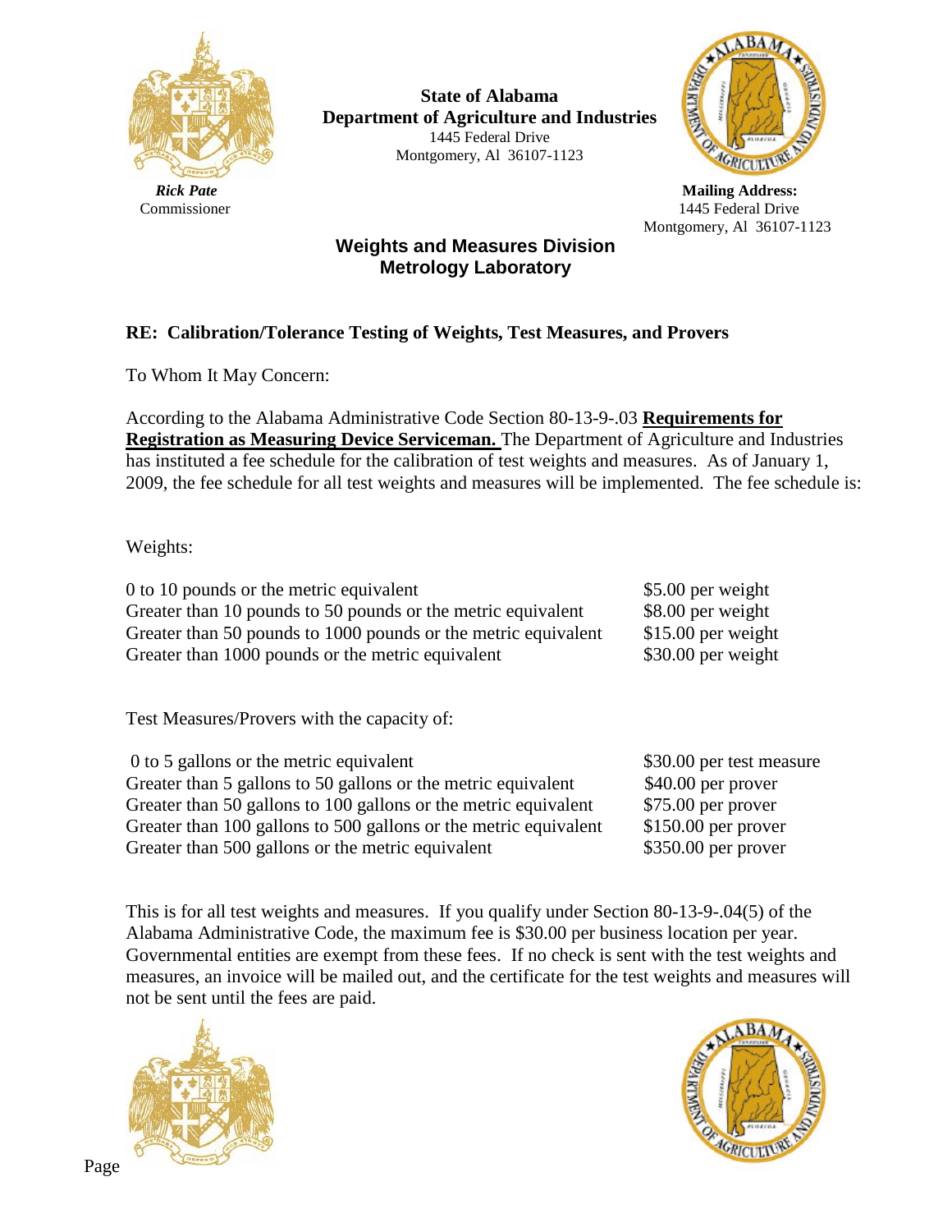**State of Alabama**
**Department of Agriculture and Industries**
1445 Federal Drive
Montgomery, Al 36107-1123

***Rick Pate***
Commissioner

**Mailing Address:**
1445 Federal Drive
Montgomery, Al 36107-1123

## Weights and Measures Division
## Metrology Laboratory

**RE: Calibration/Tolerance Testing of Weights, Test Measures, and Provers**

To Whom It May Concern:

According to the Alabama Administrative Code Section 80-13-9-.03 **Requirements for Registration as Measuring Device Serviceman.** The Department of Agriculture and Industries has instituted a fee schedule for the calibration of test weights and measures. As of January 1, 2009, the fee schedule for all test weights and measures will be implemented. The fee schedule is:

Weights:

| | |
|---|---|
| 0 to 10 pounds or the metric equivalent | $5.00 per weight |
| Greater than 10 pounds to 50 pounds or the metric equivalent | $8.00 per weight |
| Greater than 50 pounds to 1000 pounds or the metric equivalent | $15.00 per weight |
| Greater than 1000 pounds or the metric equivalent | $30.00 per weight |

Test Measures/Provers with the capacity of:

| | |
|---|---|
| 0 to 5 gallons or the metric equivalent | $30.00 per test measure |
| Greater than 5 gallons to 50 gallons or the metric equivalent | $40.00 per prover |
| Greater than 50 gallons to 100 gallons or the metric equivalent | $75.00 per prover |
| Greater than 100 gallons to 500 gallons or the metric equivalent | $150.00 per prover |
| Greater than 500 gallons or the metric equivalent | $350.00 per prover |

This is for all test weights and measures. If you qualify under Section 80-13-9-.04(5) of the Alabama Administrative Code, the maximum fee is $30.00 per business location per year. Governmental entities are exempt from these fees. If no check is sent with the test weights and measures, an invoice will be mailed out, and the certificate for the test weights and measures will not be sent until the fees are paid.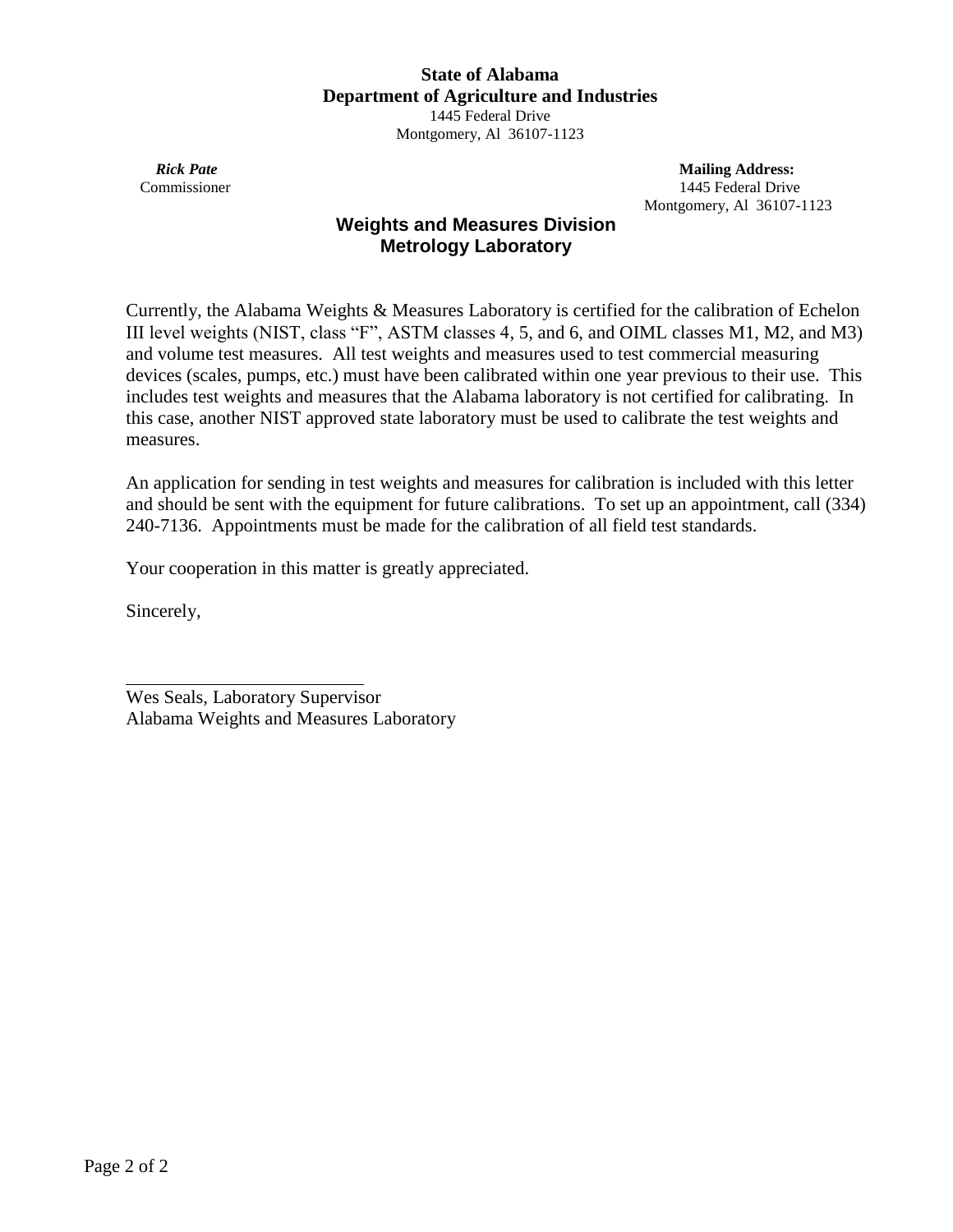**State of Alabama**
**Department of Agriculture and Industries**
1445 Federal Drive
Montgomery, Al 36107-1123

***Rick Pate***
Commissioner

**Mailing Address:**
1445 Federal Drive
Montgomery, Al 36107-1123

## Weights and Measures Division
## Metrology Laboratory

Currently, the Alabama Weights & Measures Laboratory is certified for the calibration of Echelon III level weights (NIST, class "F", ASTM classes 4, 5, and 6, and OIML classes M1, M2, and M3) and volume test measures. All test weights and measures used to test commercial measuring devices (scales, pumps, etc.) must have been calibrated within one year previous to their use. This includes test weights and measures that the Alabama laboratory is not certified for calibrating. In this case, another NIST approved state laboratory must be used to calibrate the test weights and measures.

An application for sending in test weights and measures for calibration is included with this letter and should be sent with the equipment for future calibrations. To set up an appointment, call (334) 240-7136. Appointments must be made for the calibration of all field test standards.

Your cooperation in this matter is greatly appreciated.

Sincerely,

\_\_\_\_\_\_\_\_\_\_\_\_\_\_\_\_\_\_\_\_\_\_\_\_\_\_\_\_

Wes Seals, Laboratory Supervisor
Alabama Weights and Measures Laboratory